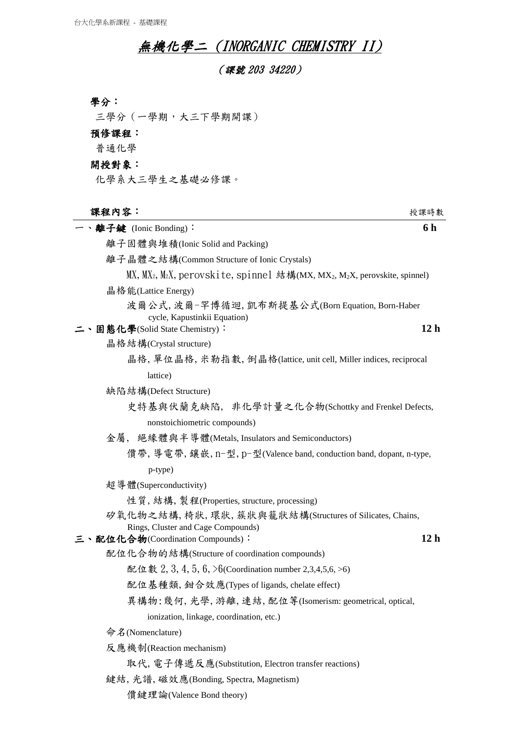# 無機化學二（INORGANIC CHEMISTRY II）

## （課號 203 34220）

**學分：**

三學分（一學期，大三下學期開課）

**預修課程：**

普通化學

**開授對象：**

化學系大三學生之基礎必修課。

**課程內容：** 授課時數

**一、離子鍵** (Ionic Bonding)： **6 h**

- 離子固體與堆積(Ionic Solid and Packing)
- 離子晶體之結構(Common Structure of Ionic Crystals)
  - MX, $MX_2$, $M_2X$, perovskite, spinnel 結構(MX, $MX_2$, $M_2X$, perovskite, spinnel)
- 晶格能(Lattice Energy)
  - 波爾公式, 波爾-罕博循迴, 凱布斯提基公式(Born Equation, Born-Haber cycle, Kapustinkii Equation)

**二、固態化學**(Solid State Chemistry)： **12 h**

- 晶格結構(Crystal structure)
  - 晶格, 單位晶格, 米勒指數, 倒晶格(lattice, unit cell, Miller indices, reciprocal lattice)
- 缺陷結構(Defect Structure)
  - 史特基與伕蘭克缺陷, 非化學計量之化合物(Schottky and Frenkel Defects, nonstoichiometric compounds)
- 金屬, 絕緣體與半導體(Metals, Insulators and Semiconductors)
  - 價帶, 導電帶, 鑲嵌, n-型, p-型(Valence band, conduction band, dopant, n-type, p-type)
- 超導體(Superconductivity)
  - 性質, 結構, 製程(Properties, structure, processing)
- 矽氧化物之結構, 椅狀, 環狀, 簇狀與籠狀結構(Structures of Silicates, Chains, Rings, Cluster and Cage Compounds)

**三、配位化合物**(Coordination Compounds)： **12 h**

- 配位化合物的結構(Structure of coordination compounds)
  - 配位數 2, 3, 4, 5, 6, >6(Coordination number 2,3,4,5,6, >6)
  - 配位基種類, 鉗合效應(Types of ligands, chelate effect)
  - 異構物:幾何, 光學, 游離, 連結, 配位等(Isomerism: geometrical, optical, ionization, linkage, coordination, etc.)
- 命名(Nomenclature)
- 反應機制(Reaction mechanism)
  - 取代, 電子傳遞反應(Substitution, Electron transfer reactions)
- 鍵結, 光譜, 磁效應(Bonding, Spectra, Magnetism)
  - 價鍵理論(Valence Bond theory)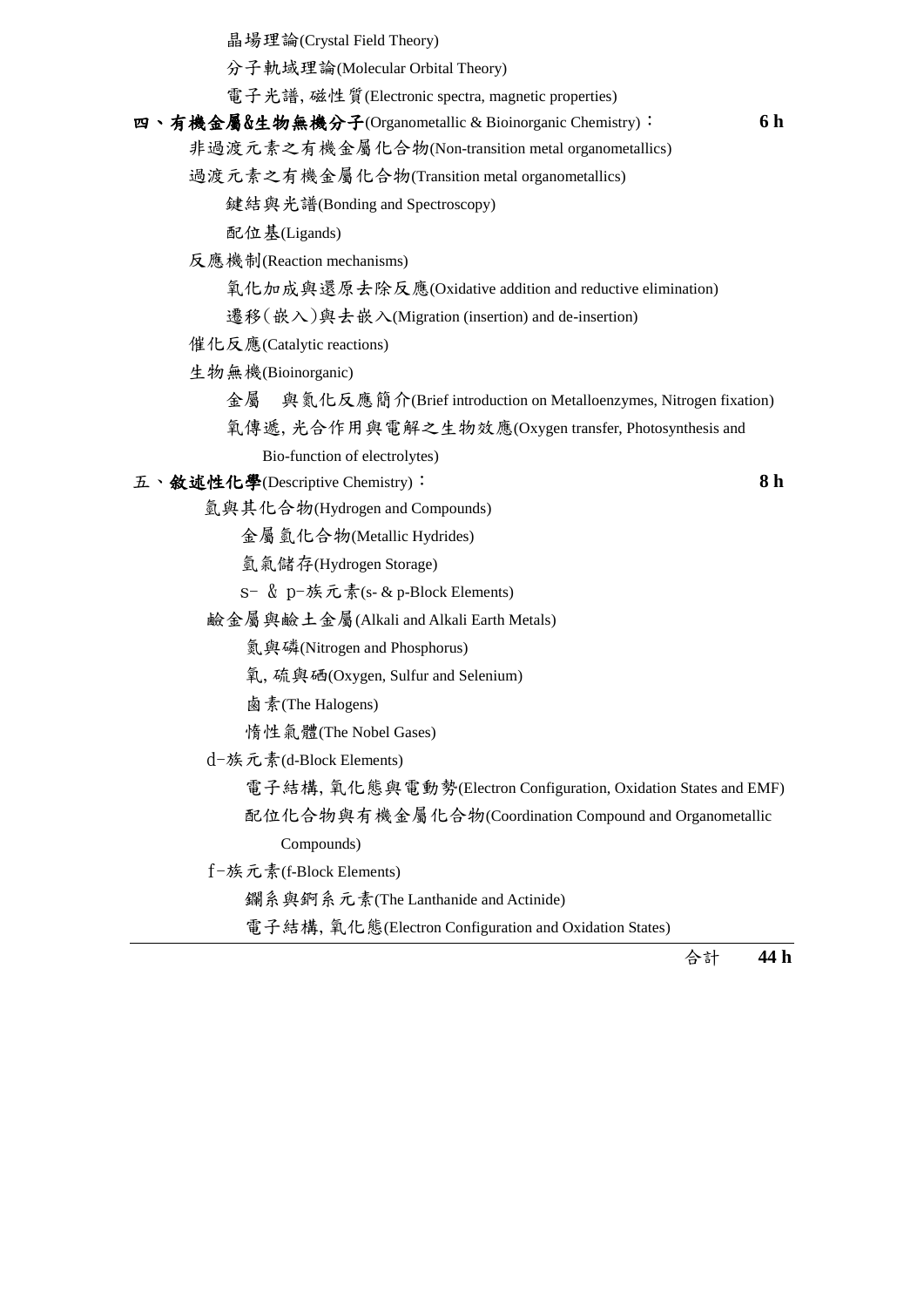晶場理論(Crystal Field Theory)

分子軌域理論(Molecular Orbital Theory)

電子光譜, 磁性質(Electronic spectra, magnetic properties)

**四、有機金屬&生物無機分子**(Organometallic & Bioinorganic Chemistry)： **6 h**

非過渡元素之有機金屬化合物(Non-transition metal organometallics)

過渡元素之有機金屬化合物(Transition metal organometallics)

鍵結與光譜(Bonding and Spectroscopy)

配位基(Ligands)

反應機制(Reaction mechanisms)

氧化加成與還原去除反應(Oxidative addition and reductive elimination)

遷移(嵌入)與去嵌入(Migration (insertion) and de-insertion)

催化反應(Catalytic reactions)

生物無機(Bioinorganic)

金屬　與氮化反應簡介(Brief introduction on Metalloenzymes, Nitrogen fixation)

氧傳遞, 光合作用與電解之生物效應(Oxygen transfer, Photosynthesis and Bio-function of electrolytes)

**五、敘述性化學**(Descriptive Chemistry)： **8 h**

氫與其化合物(Hydrogen and Compounds)

金屬氫化合物(Metallic Hydrides)

氫氣儲存(Hydrogen Storage)

s- & p-族元素(s- & p-Block Elements)

鹼金屬與鹼土金屬(Alkali and Alkali Earth Metals)

氮與磷(Nitrogen and Phosphorus)

氧, 硫與硒(Oxygen, Sulfur and Selenium)

鹵素(The Halogens)

惰性氣體(The Nobel Gases)

d-族元素(d-Block Elements)

電子結構, 氧化態與電動勢(Electron Configuration, Oxidation States and EMF)

配位化合物與有機金屬化合物(Coordination Compound and Organometallic Compounds)

f-族元素(f-Block Elements)

鑭系與錒系元素(The Lanthanide and Actinide)

電子結構, 氧化態(Electron Configuration and Oxidation States)

---

合計 **44 h**